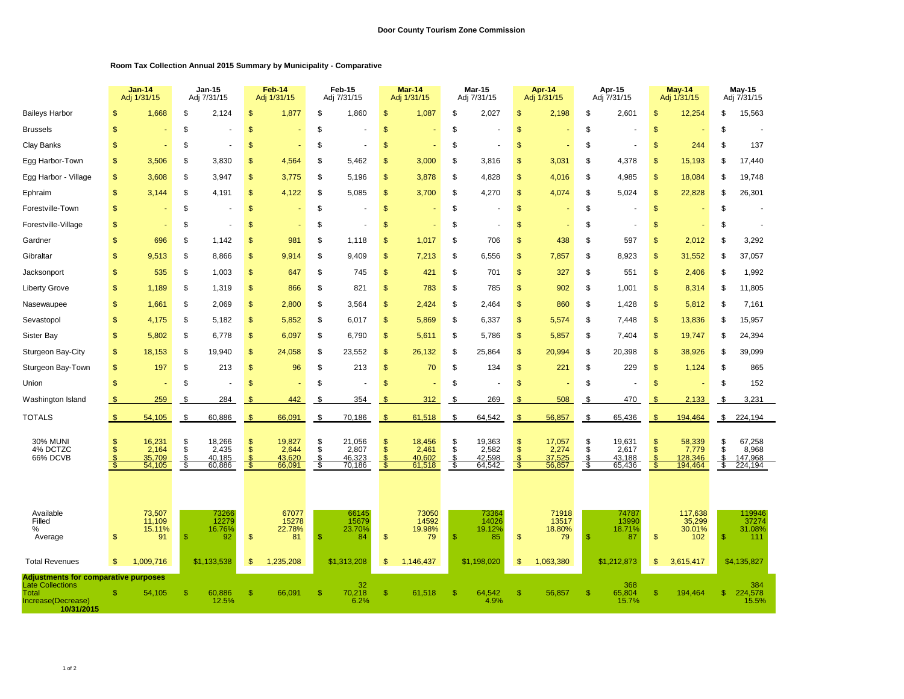**Door County Tourism Zone Commission**

**Room Tax Collection Annual 2015 Summary by Municipality - Comparative**

| | Jan-14 Adj 1/31/15 | Jan-15 Adj 7/31/15 | Feb-14 Adj 1/31/15 | Feb-15 Adj 7/31/15 | Mar-14 Adj 1/31/15 | Mar-15 Adj 7/31/15 | Apr-14 Adj 1/31/15 | Apr-15 Adj 7/31/15 | May-14 Adj 1/31/15 | May-15 Adj 7/31/15 |
|---|---|---|---|---|---|---|---|---|---|---|
| Baileys Harbor | $ 1,668 | $ 2,124 | $ 1,877 | $ 1,860 | $ 1,087 | $ 2,027 | $ 2,198 | $ 2,601 | $ 12,254 | $ 15,563 |
| Brussels | $ - | $ - | $ - | $ - | $ - | $ - | $ - | $ - | $ - | $ - |
| Clay Banks | $ - | $ - | $ - | $ - | $ - | $ - | $ - | $ - | $ 244 | $ 137 |
| Egg Harbor-Town | $ 3,506 | $ 3,830 | $ 4,564 | $ 5,462 | $ 3,000 | $ 3,816 | $ 3,031 | $ 4,378 | $ 15,193 | $ 17,440 |
| Egg Harbor - Village | $ 3,608 | $ 3,947 | $ 3,775 | $ 5,196 | $ 3,878 | $ 4,828 | $ 4,016 | $ 4,985 | $ 18,084 | $ 19,748 |
| Ephraim | $ 3,144 | $ 4,191 | $ 4,122 | $ 5,085 | $ 3,700 | $ 4,270 | $ 4,074 | $ 5,024 | $ 22,828 | $ 26,301 |
| Forestville-Town | $ - | $ - | $ - | $ - | $ - | $ - | $ - | $ - | $ - | $ - |
| Forestville-Village | $ - | $ - | $ - | $ - | $ - | $ - | $ - | $ - | $ - | $ - |
| Gardner | $ 696 | $ 1,142 | $ 981 | $ 1,118 | $ 1,017 | $ 706 | $ 438 | $ 597 | $ 2,012 | $ 3,292 |
| Gibraltar | $ 9,513 | $ 8,866 | $ 9,914 | $ 9,409 | $ 7,213 | $ 6,556 | $ 7,857 | $ 8,923 | $ 31,552 | $ 37,057 |
| Jacksonport | $ 535 | $ 1,003 | $ 647 | $ 745 | $ 421 | $ 701 | $ 327 | $ 551 | $ 2,406 | $ 1,992 |
| Liberty Grove | $ 1,189 | $ 1,319 | $ 866 | $ 821 | $ 783 | $ 785 | $ 902 | $ 1,001 | $ 8,314 | $ 11,805 |
| Nasewaupee | $ 1,661 | $ 2,069 | $ 2,800 | $ 3,564 | $ 2,424 | $ 2,464 | $ 860 | $ 1,428 | $ 5,812 | $ 7,161 |
| Sevastopol | $ 4,175 | $ 5,182 | $ 5,852 | $ 6,017 | $ 5,869 | $ 6,337 | $ 5,574 | $ 7,448 | $ 13,836 | $ 15,957 |
| Sister Bay | $ 5,802 | $ 6,778 | $ 6,097 | $ 6,790 | $ 5,611 | $ 5,786 | $ 5,857 | $ 7,404 | $ 19,747 | $ 24,394 |
| Sturgeon Bay-City | $ 18,153 | $ 19,940 | $ 24,058 | $ 23,552 | $ 26,132 | $ 25,864 | $ 20,994 | $ 20,398 | $ 38,926 | $ 39,099 |
| Sturgeon Bay-Town | $ 197 | $ 213 | $ 96 | $ 213 | $ 70 | $ 134 | $ 221 | $ 229 | $ 1,124 | $ 865 |
| Union | $ - | $ - | $ - | $ - | $ - | $ - | $ - | $ - | $ - | $ 152 |
| Washington Island | $ 259 | $ 284 | $ 442 | $ 354 | $ 312 | $ 269 | $ 508 | $ 470 | $ 2,133 | $ 3,231 |
| TOTALS | $ 54,105 | $ 60,886 | $ 66,091 | $ 70,186 | $ 61,518 | $ 64,542 | $ 56,857 | $ 65,436 | $ 194,464 | $ 224,194 |
| 30% MUNI | $ 16,231 | $ 18,266 | $ 19,827 | $ 21,056 | $ 18,456 | $ 19,363 | $ 17,057 | $ 19,631 | $ 58,339 | $ 67,258 |
| 4% DCTZC | $ 2,164 | $ 2,435 | $ 2,644 | $ 2,807 | $ 2,461 | $ 2,582 | $ 2,274 | $ 2,617 | $ 7,779 | $ 8,968 |
| 66% DCVB | $ 35,709 | $ 40,185 | $ 43,620 | $ 46,323 | $ 40,602 | $ 42,598 | $ 37,525 | $ 43,188 | $ 128,346 | $ 147,968 |
| | $ 54,105 | $ 60,886 | $ 66,091 | $ 70,186 | $ 61,518 | $ 64,542 | $ 56,857 | $ 65,436 | $ 194,464 | $ 224,194 |
| Available | 73,507 | 73266 | 67077 | 66145 | 73050 | 73364 | 71918 | 74787 | 117,638 | 119946 |
| Filled | 11,109 | 12279 | 15278 | 15679 | 14592 | 14026 | 13517 | 13990 | 35,299 | 37274 |
| % | 15.11% | 16.76% | 22.78% | 23.70% | 19.98% | 19.12% | 18.80% | 18.71% | 30.01% | 31.08% |
| Average | $ 91 | $ 92 | $ 81 | $ 84 | $ 79 | $ 85 | $ 79 | $ 87 | $ 102 | $ 111 |
| Total Revenues | $ 1,009,716 | $1,133,538 | $ 1,235,208 | $1,313,208 | $ 1,146,437 | $1,198,020 | $ 1,063,380 | $1,212,873 | $ 3,615,417 | $4,135,827 |
| **Adjustments for comparative purposes** | | | | | | | | | | |
| Late Collections | | | | 32 | | | | 368 | | 384 |
| Total | $ 54,105 | $ 60,886 | $ 66,091 | $ 70,218 | $ 61,518 | $ 64,542 | $ 56,857 | $ 65,804 | $ 194,464 | $ 224,578 |
| Increase(Decrease) | | 12.5% | | 6.2% | | 4.9% | | 15.7% | | 15.5% |
| **10/31/2015** | | | | | | | | | | |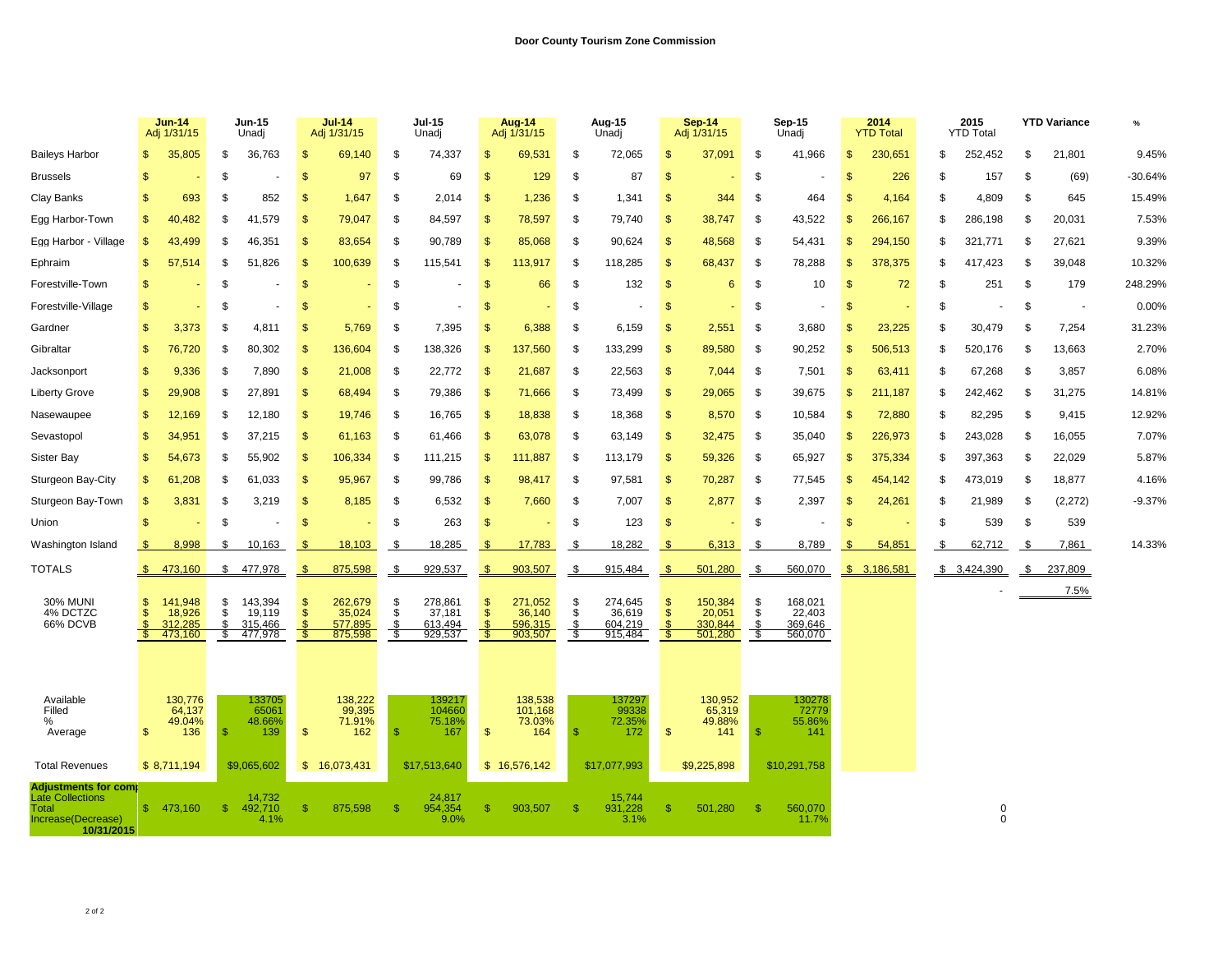**Door County Tourism Zone Commission**

| | Jun-14 Adj 1/31/15 | Jun-15 Unadj | Jul-14 Adj 1/31/15 | Jul-15 Unadj | Aug-14 Adj 1/31/15 | Aug-15 Unadj | Sep-14 Adj 1/31/15 | Sep-15 Unadj | 2014 YTD Total | 2015 YTD Total | YTD Variance | % |
|---|---|---|---|---|---|---|---|---|---|---|---|---|
| Baileys Harbor | $ 35,805 | $ 36,763 | $ 69,140 | $ 74,337 | $ 69,531 | $ 72,065 | $ 37,091 | $ 41,966 | $ 230,651 | $ 252,452 | $ 21,801 | 9.45% |
| Brussels | $ - | $ - | $ 97 | $ 69 | $ 129 | $ 87 | $ - | $ - | $ 226 | $ 157 | $ (69) | -30.64% |
| Clay Banks | $ 693 | $ 852 | $ 1,647 | $ 2,014 | $ 1,236 | $ 1,341 | $ 344 | $ 464 | $ 4,164 | $ 4,809 | $ 645 | 15.49% |
| Egg Harbor-Town | $ 40,482 | $ 41,579 | $ 79,047 | $ 84,597 | $ 78,597 | $ 79,740 | $ 38,747 | $ 43,522 | $ 266,167 | $ 286,198 | $ 20,031 | 7.53% |
| Egg Harbor - Village | $ 43,499 | $ 46,351 | $ 83,654 | $ 90,789 | $ 85,068 | $ 90,624 | $ 48,568 | $ 54,431 | $ 294,150 | $ 321,771 | $ 27,621 | 9.39% |
| Ephraim | $ 57,514 | $ 51,826 | $ 100,639 | $ 115,541 | $ 113,917 | $ 118,285 | $ 68,437 | $ 78,288 | $ 378,375 | $ 417,423 | $ 39,048 | 10.32% |
| Forestville-Town | $ - | $ - | $ - | $ - | $ 66 | $ 132 | $ 6 | $ 10 | $ 72 | $ 251 | $ 179 | 248.29% |
| Forestville-Village | $ - | $ - | $ - | $ - | $ - | $ - | $ - | $ - | $ - | $ - | $ - | 0.00% |
| Gardner | $ 3,373 | $ 4,811 | $ 5,769 | $ 7,395 | $ 6,388 | $ 6,159 | $ 2,551 | $ 3,680 | $ 23,225 | $ 30,479 | $ 7,254 | 31.23% |
| Gibraltar | $ 76,720 | $ 80,302 | $ 136,604 | $ 138,326 | $ 137,560 | $ 133,299 | $ 89,580 | $ 90,252 | $ 506,513 | $ 520,176 | $ 13,663 | 2.70% |
| Jacksonport | $ 9,336 | $ 7,890 | $ 21,008 | $ 22,772 | $ 21,687 | $ 22,563 | $ 7,044 | $ 7,501 | $ 63,411 | $ 67,268 | $ 3,857 | 6.08% |
| Liberty Grove | $ 29,908 | $ 27,891 | $ 68,494 | $ 79,386 | $ 71,666 | $ 73,499 | $ 29,065 | $ 39,675 | $ 211,187 | $ 242,462 | $ 31,275 | 14.81% |
| Nasewaupee | $ 12,169 | $ 12,180 | $ 19,746 | $ 16,765 | $ 18,838 | $ 18,368 | $ 8,570 | $ 10,584 | $ 72,880 | $ 82,295 | $ 9,415 | 12.92% |
| Sevastopol | $ 34,951 | $ 37,215 | $ 61,163 | $ 61,466 | $ 63,078 | $ 63,149 | $ 32,475 | $ 35,040 | $ 226,973 | $ 243,028 | $ 16,055 | 7.07% |
| Sister Bay | $ 54,673 | $ 55,902 | $ 106,334 | $ 111,215 | $ 111,887 | $ 113,179 | $ 59,326 | $ 65,927 | $ 375,334 | $ 397,363 | $ 22,029 | 5.87% |
| Sturgeon Bay-City | $ 61,208 | $ 61,033 | $ 95,967 | $ 99,786 | $ 98,417 | $ 97,581 | $ 70,287 | $ 77,545 | $ 454,142 | $ 473,019 | $ 18,877 | 4.16% |
| Sturgeon Bay-Town | $ 3,831 | $ 3,219 | $ 8,185 | $ 6,532 | $ 7,660 | $ 7,007 | $ 2,877 | $ 2,397 | $ 24,261 | $ 21,989 | $ (2,272) | -9.37% |
| Union | $ - | $ - | $ - | $ 263 | $ - | $ 123 | $ - | $ - | $ - | $ 539 | $ 539 | |
| Washington Island | $ 8,998 | $ 10,163 | $ 18,103 | $ 18,285 | $ 17,783 | $ 18,282 | $ 6,313 | $ 8,789 | $ 54,851 | $ 62,712 | $ 7,861 | 14.33% |
| TOTALS | $ 473,160 | $ 477,978 | $ 875,598 | $ 929,537 | $ 903,507 | $ 915,484 | $ 501,280 | $ 560,070 | $ 3,186,581 | $ 3,424,390 | $ 237,809 | |
| | | | | | | | | | | - | 7.5% | |
| 30% MUNI | $ 141,948 | $ 143,394 | $ 262,679 | $ 278,861 | $ 271,052 | $ 274,645 | $ 150,384 | $ 168,021 | | | | |
| 4% DCTZC | $ 18,926 | $ 19,119 | $ 35,024 | $ 37,181 | $ 36,140 | $ 36,619 | $ 20,051 | $ 22,403 | | | | |
| 66% DCVB | $ 312,285 | $ 315,466 | $ 577,895 | $ 613,494 | $ 596,315 | $ 604,219 | $ 330,844 | $ 369,646 | | | | |
| | $ 473,160 | $ 477,978 | $ 875,598 | $ 929,537 | $ 903,507 | $ 915,484 | $ 501,280 | $ 560,070 | | | | |
| Available | 130,776 | 133705 | 138,222 | 139217 | 138,538 | 137297 | 130,952 | 130278 | | | | |
| Filled | 64,137 | 65061 | 99,395 | 104660 | 101,168 | 99338 | 65,319 | 72779 | | | | |
| % | 49.04% | 48.66% | 71.91% | 75.18% | 73.03% | 72.35% | 49.88% | 55.86% | | | | |
| Average | $ 136 | $ 139 | $ 162 | $ 167 | $ 164 | $ 172 | $ 141 | $ 141 | | | | |
| Total Revenues | $ 8,711,194 | $9,065,602 | $ 16,073,431 | $17,513,640 | $ 16,576,142 | $17,077,993 | $9,225,898 | $10,291,758 | | | | |
| **Adjustments for comp** | | | | | | | | | | | | |
| Late Collections | | 14,732 | | 24,817 | | 15,744 | | | | 0 | | |
| Total | $ 473,160 | $ 492,710 | $ 875,598 | $ 954,354 | $ 903,507 | $ 931,228 | $ 501,280 | $ 560,070 | | 0 | | |
| Increase(Decrease) | | 4.1% | | 9.0% | | 3.1% | | 11.7% | | | | |
| **10/31/2015** | | | | | | | | | | | | |